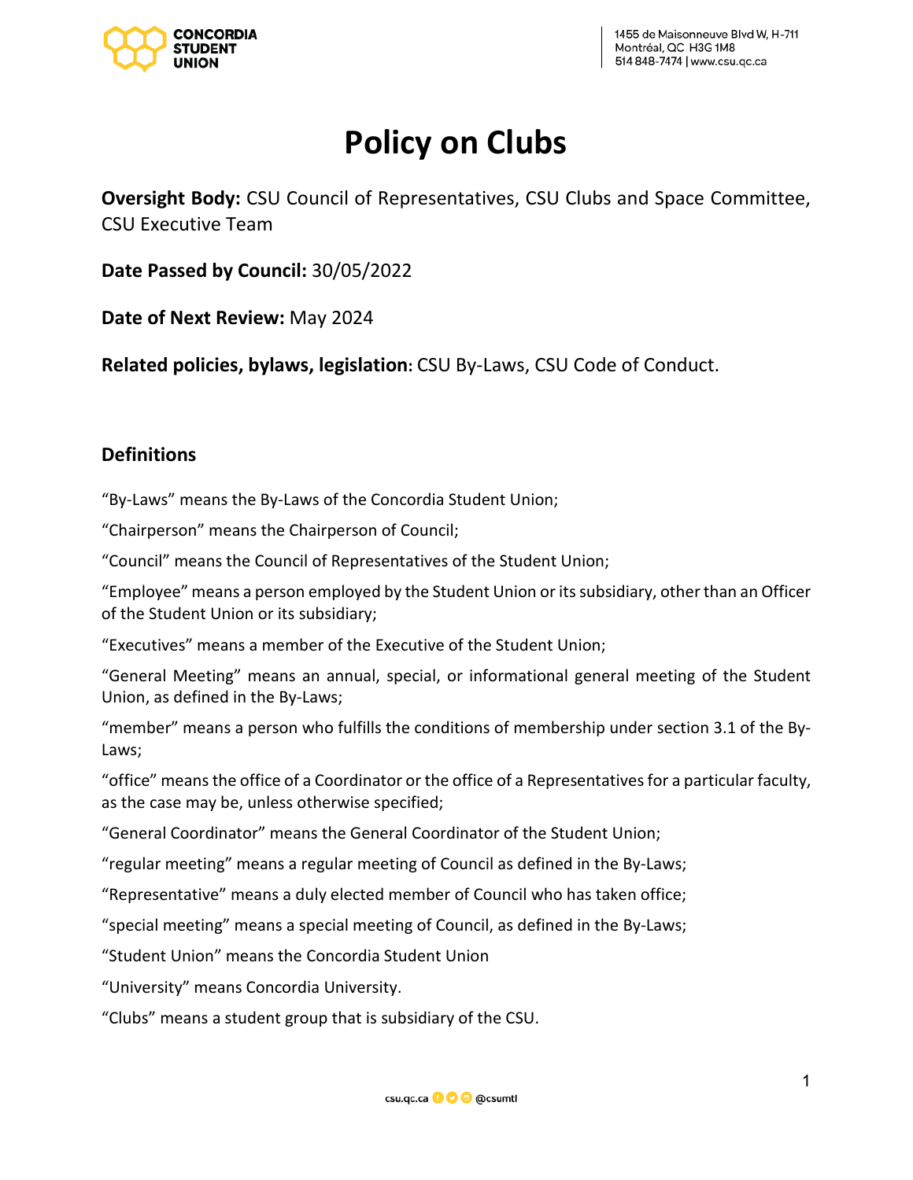# Policy on Clubs

**Oversight Body:** CSU Council of Representatives, CSU Clubs and Space Committee, CSU Executive Team

**Date Passed by Council:** 30/05/2022

**Date of Next Review:** May 2024

**Related policies, bylaws, legislation:** CSU By-Laws, CSU Code of Conduct.

## Definitions

“By-Laws” means the By-Laws of the Concordia Student Union;

“Chairperson” means the Chairperson of Council;

“Council” means the Council of Representatives of the Student Union;

“Employee” means a person employed by the Student Union or its subsidiary, other than an Officer of the Student Union or its subsidiary;

“Executives” means a member of the Executive of the Student Union;

“General Meeting” means an annual, special, or informational general meeting of the Student Union, as defined in the By-Laws;

“member” means a person who fulfills the conditions of membership under section 3.1 of the By-Laws;

“office” means the office of a Coordinator or the office of a Representatives for a particular faculty, as the case may be, unless otherwise specified;

“General Coordinator” means the General Coordinator of the Student Union;

“regular meeting” means a regular meeting of Council as defined in the By-Laws;

“Representative” means a duly elected member of Council who has taken office;

“special meeting” means a special meeting of Council, as defined in the By-Laws;

“Student Union” means the Concordia Student Union

“University” means Concordia University.

“Clubs” means a student group that is subsidiary of the CSU.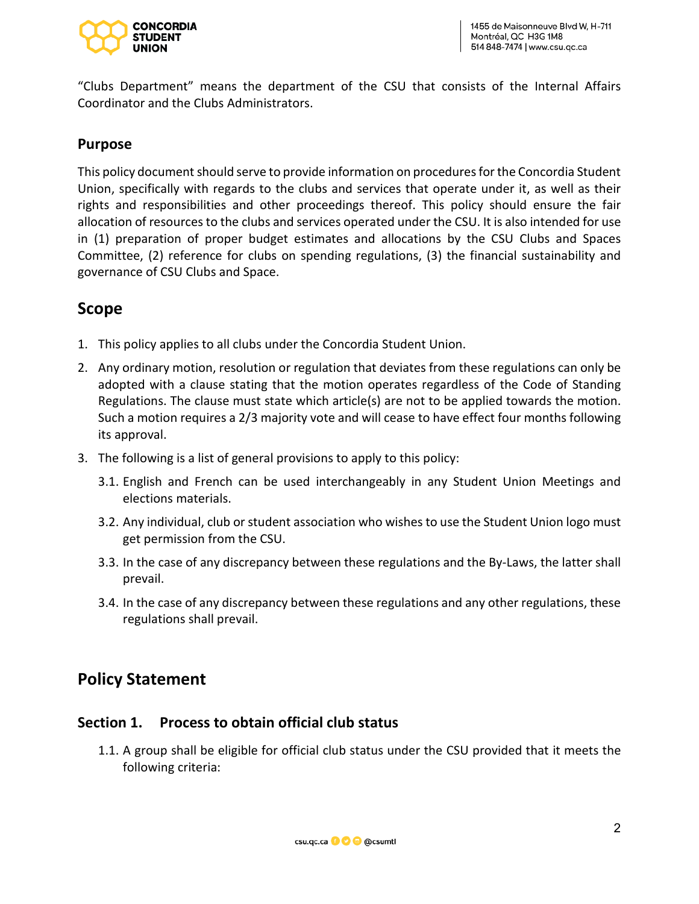"Clubs Department" means the department of the CSU that consists of the Internal Affairs Coordinator and the Clubs Administrators.

### Purpose

This policy document should serve to provide information on procedures for the Concordia Student Union, specifically with regards to the clubs and services that operate under it, as well as their rights and responsibilities and other proceedings thereof. This policy should ensure the fair allocation of resources to the clubs and services operated under the CSU. It is also intended for use in (1) preparation of proper budget estimates and allocations by the CSU Clubs and Spaces Committee, (2) reference for clubs on spending regulations, (3) the financial sustainability and governance of CSU Clubs and Space.

## Scope

1. This policy applies to all clubs under the Concordia Student Union.
2. Any ordinary motion, resolution or regulation that deviates from these regulations can only be adopted with a clause stating that the motion operates regardless of the Code of Standing Regulations. The clause must state which article(s) are not to be applied towards the motion. Such a motion requires a 2/3 majority vote and will cease to have effect four months following its approval.
3. The following is a list of general provisions to apply to this policy:
   - 3.1. English and French can be used interchangeably in any Student Union Meetings and elections materials.
   - 3.2. Any individual, club or student association who wishes to use the Student Union logo must get permission from the CSU.
   - 3.3. In the case of any discrepancy between these regulations and the By-Laws, the latter shall prevail.
   - 3.4. In the case of any discrepancy between these regulations and any other regulations, these regulations shall prevail.

## Policy Statement

### Section 1. Process to obtain official club status

- 1.1. A group shall be eligible for official club status under the CSU provided that it meets the following criteria: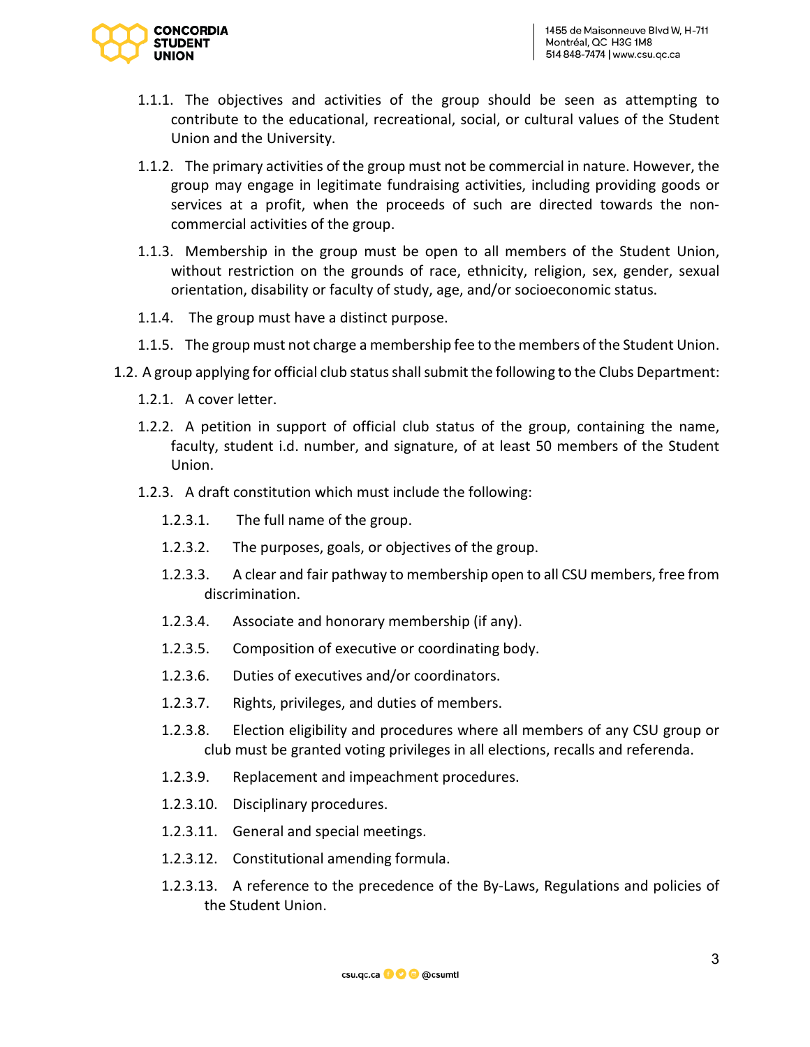- 1.1.1. The objectives and activities of the group should be seen as attempting to contribute to the educational, recreational, social, or cultural values of the Student Union and the University.
- 1.1.2. The primary activities of the group must not be commercial in nature. However, the group may engage in legitimate fundraising activities, including providing goods or services at a profit, when the proceeds of such are directed towards the non-commercial activities of the group.
- 1.1.3. Membership in the group must be open to all members of the Student Union, without restriction on the grounds of race, ethnicity, religion, sex, gender, sexual orientation, disability or faculty of study, age, and/or socioeconomic status.
- 1.1.4. The group must have a distinct purpose.
- 1.1.5. The group must not charge a membership fee to the members of the Student Union.

1.2. A group applying for official club status shall submit the following to the Clubs Department:

- 1.2.1. A cover letter.
- 1.2.2. A petition in support of official club status of the group, containing the name, faculty, student i.d. number, and signature, of at least 50 members of the Student Union.
- 1.2.3. A draft constitution which must include the following:
  - 1.2.3.1. The full name of the group.
  - 1.2.3.2. The purposes, goals, or objectives of the group.
  - 1.2.3.3. A clear and fair pathway to membership open to all CSU members, free from discrimination.
  - 1.2.3.4. Associate and honorary membership (if any).
  - 1.2.3.5. Composition of executive or coordinating body.
  - 1.2.3.6. Duties of executives and/or coordinators.
  - 1.2.3.7. Rights, privileges, and duties of members.
  - 1.2.3.8. Election eligibility and procedures where all members of any CSU group or club must be granted voting privileges in all elections, recalls and referenda.
  - 1.2.3.9. Replacement and impeachment procedures.
  - 1.2.3.10. Disciplinary procedures.
  - 1.2.3.11. General and special meetings.
  - 1.2.3.12. Constitutional amending formula.
  - 1.2.3.13. A reference to the precedence of the By-Laws, Regulations and policies of the Student Union.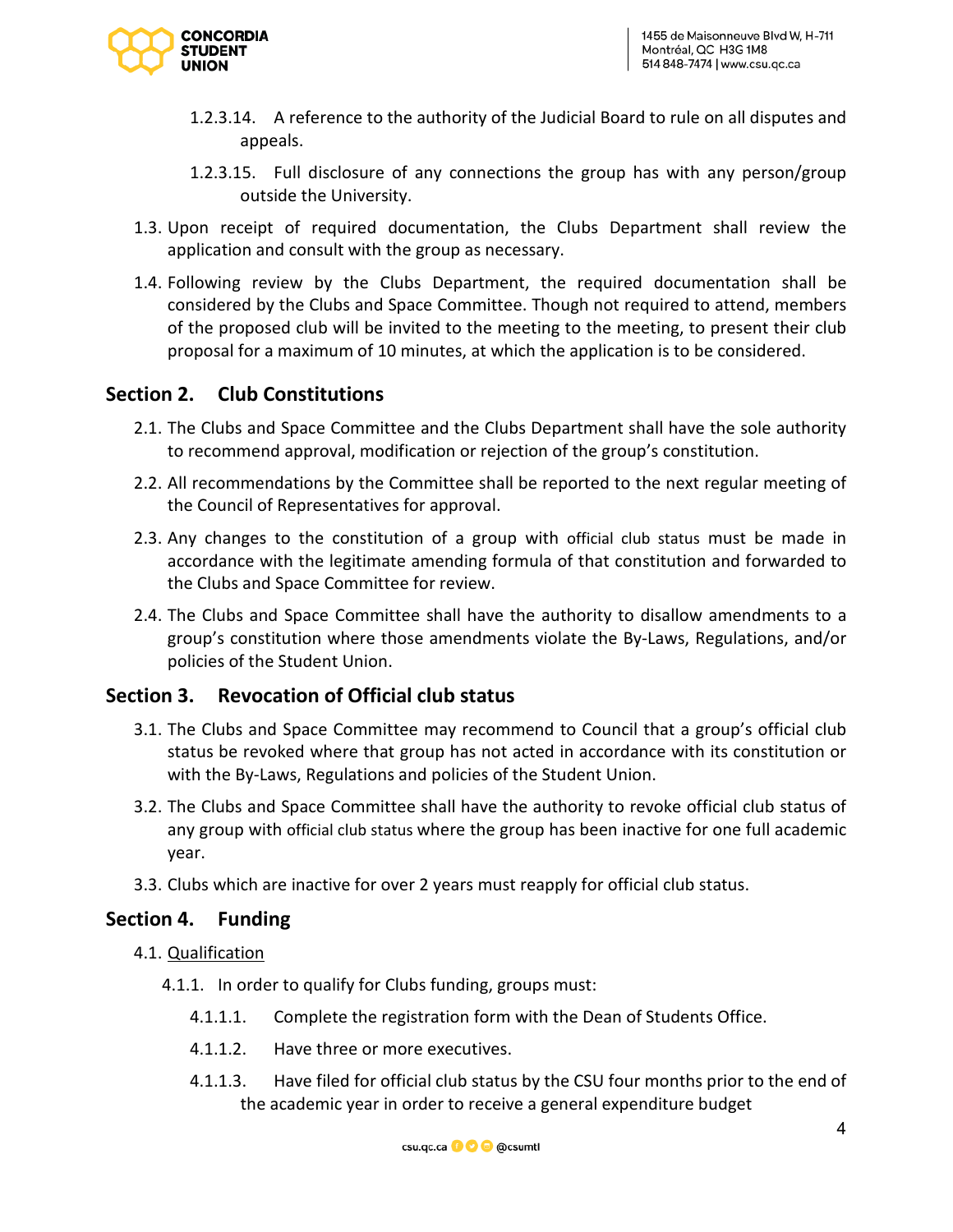1.2.3.14. A reference to the authority of the Judicial Board to rule on all disputes and appeals.

1.2.3.15. Full disclosure of any connections the group has with any person/group outside the University.

1.3. Upon receipt of required documentation, the Clubs Department shall review the application and consult with the group as necessary.

1.4. Following review by the Clubs Department, the required documentation shall be considered by the Clubs and Space Committee. Though not required to attend, members of the proposed club will be invited to the meeting to the meeting, to present their club proposal for a maximum of 10 minutes, at which the application is to be considered.

## Section 2. Club Constitutions

2.1. The Clubs and Space Committee and the Clubs Department shall have the sole authority to recommend approval, modification or rejection of the group's constitution.

2.2. All recommendations by the Committee shall be reported to the next regular meeting of the Council of Representatives for approval.

2.3. Any changes to the constitution of a group with official club status must be made in accordance with the legitimate amending formula of that constitution and forwarded to the Clubs and Space Committee for review.

2.4. The Clubs and Space Committee shall have the authority to disallow amendments to a group's constitution where those amendments violate the By-Laws, Regulations, and/or policies of the Student Union.

## Section 3. Revocation of Official club status

3.1. The Clubs and Space Committee may recommend to Council that a group's official club status be revoked where that group has not acted in accordance with its constitution or with the By-Laws, Regulations and policies of the Student Union.

3.2. The Clubs and Space Committee shall have the authority to revoke official club status of any group with official club status where the group has been inactive for one full academic year.

3.3. Clubs which are inactive for over 2 years must reapply for official club status.

## Section 4. Funding

4.1. <u>Qualification</u>

4.1.1. In order to qualify for Clubs funding, groups must:

4.1.1.1. Complete the registration form with the Dean of Students Office.

4.1.1.2. Have three or more executives.

4.1.1.3. Have filed for official club status by the CSU four months prior to the end of the academic year in order to receive a general expenditure budget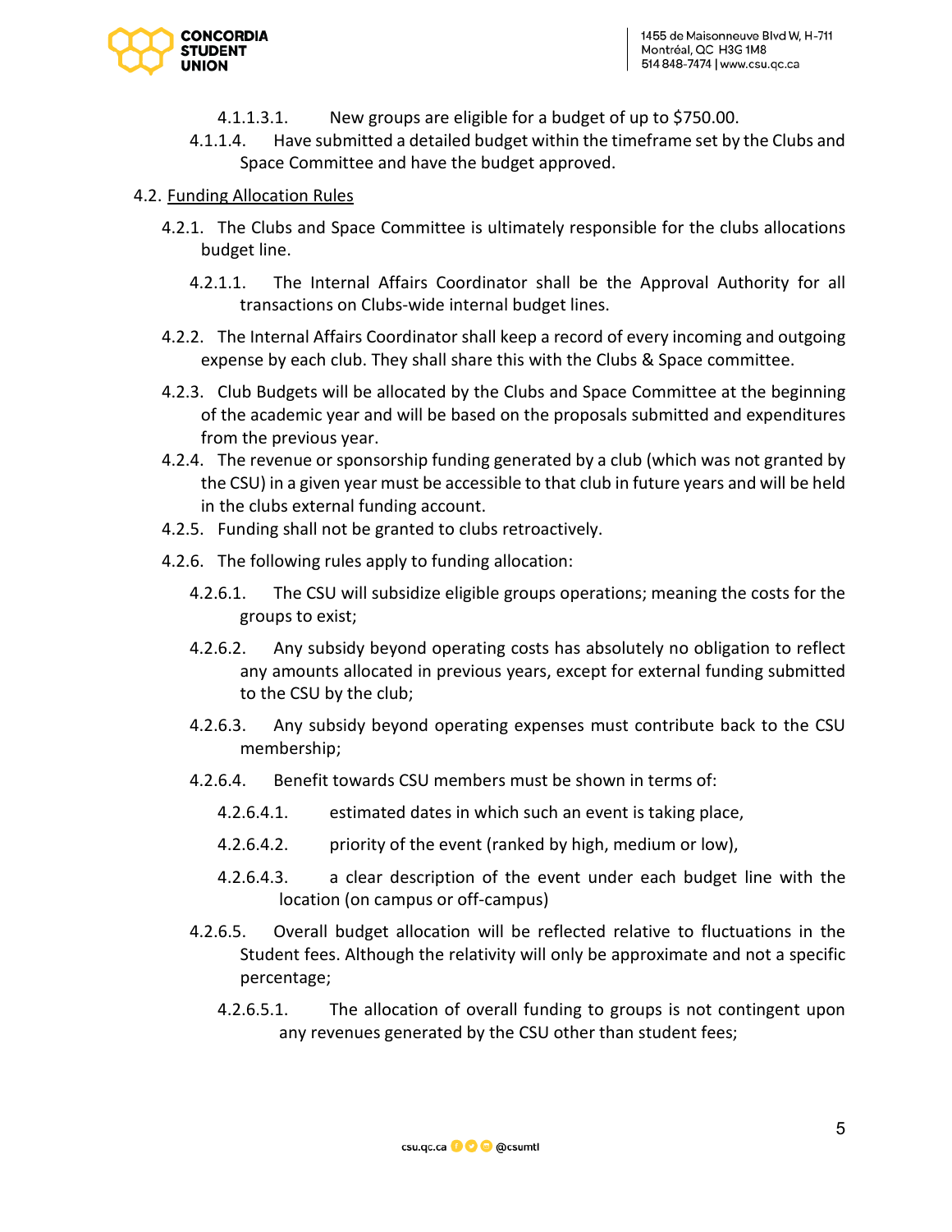4.1.1.3.1. New groups are eligible for a budget of up to $750.00.

4.1.1.4. Have submitted a detailed budget within the timeframe set by the Clubs and Space Committee and have the budget approved.

4.2. <u>Funding Allocation Rules</u>

4.2.1. The Clubs and Space Committee is ultimately responsible for the clubs allocations budget line.

4.2.1.1. The Internal Affairs Coordinator shall be the Approval Authority for all transactions on Clubs-wide internal budget lines.

4.2.2. The Internal Affairs Coordinator shall keep a record of every incoming and outgoing expense by each club. They shall share this with the Clubs & Space committee.

4.2.3. Club Budgets will be allocated by the Clubs and Space Committee at the beginning of the academic year and will be based on the proposals submitted and expenditures from the previous year.

4.2.4. The revenue or sponsorship funding generated by a club (which was not granted by the CSU) in a given year must be accessible to that club in future years and will be held in the clubs external funding account.

4.2.5. Funding shall not be granted to clubs retroactively.

4.2.6. The following rules apply to funding allocation:

4.2.6.1. The CSU will subsidize eligible groups operations; meaning the costs for the groups to exist;

4.2.6.2. Any subsidy beyond operating costs has absolutely no obligation to reflect any amounts allocated in previous years, except for external funding submitted to the CSU by the club;

4.2.6.3. Any subsidy beyond operating expenses must contribute back to the CSU membership;

4.2.6.4. Benefit towards CSU members must be shown in terms of:

4.2.6.4.1. estimated dates in which such an event is taking place,

4.2.6.4.2. priority of the event (ranked by high, medium or low),

4.2.6.4.3. a clear description of the event under each budget line with the location (on campus or off-campus)

4.2.6.5. Overall budget allocation will be reflected relative to fluctuations in the Student fees. Although the relativity will only be approximate and not a specific percentage;

4.2.6.5.1. The allocation of overall funding to groups is not contingent upon any revenues generated by the CSU other than student fees;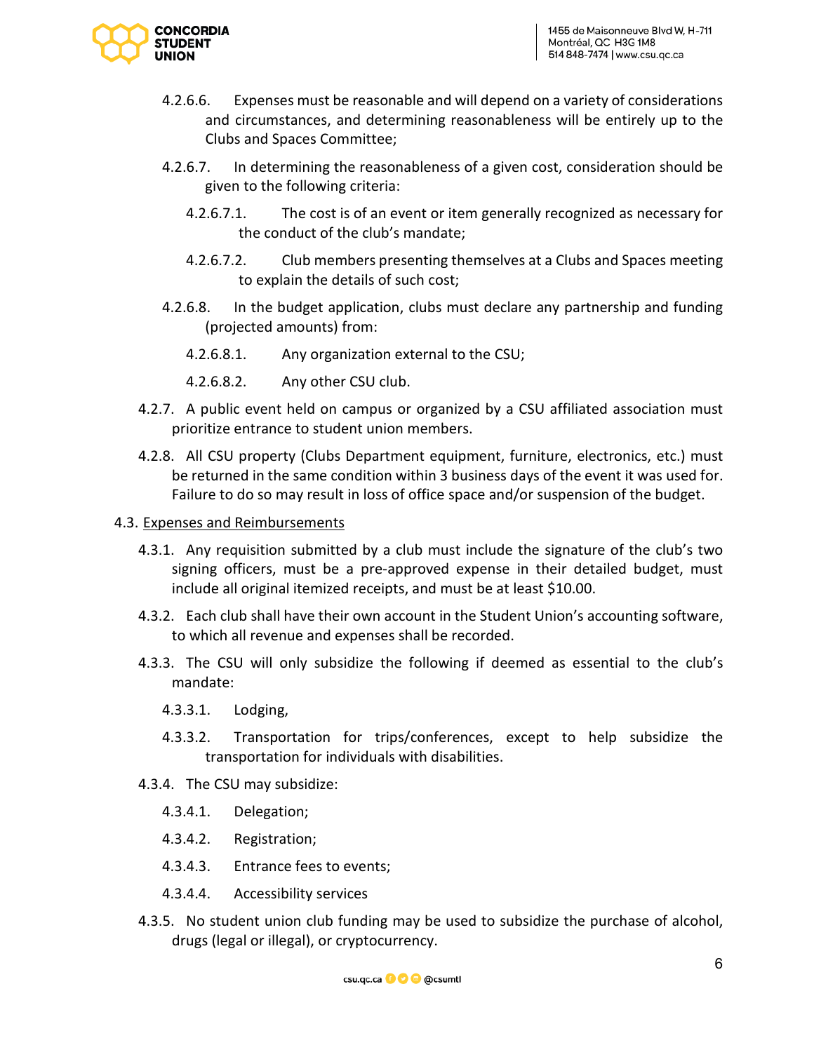4.2.6.6. Expenses must be reasonable and will depend on a variety of considerations and circumstances, and determining reasonableness will be entirely up to the Clubs and Spaces Committee;

4.2.6.7. In determining the reasonableness of a given cost, consideration should be given to the following criteria:

4.2.6.7.1. The cost is of an event or item generally recognized as necessary for the conduct of the club's mandate;

4.2.6.7.2. Club members presenting themselves at a Clubs and Spaces meeting to explain the details of such cost;

4.2.6.8. In the budget application, clubs must declare any partnership and funding (projected amounts) from:

4.2.6.8.1. Any organization external to the CSU;

4.2.6.8.2. Any other CSU club.

4.2.7. A public event held on campus or organized by a CSU affiliated association must prioritize entrance to student union members.

4.2.8. All CSU property (Clubs Department equipment, furniture, electronics, etc.) must be returned in the same condition within 3 business days of the event it was used for. Failure to do so may result in loss of office space and/or suspension of the budget.

4.3. <u>Expenses and Reimbursements</u>

4.3.1. Any requisition submitted by a club must include the signature of the club's two signing officers, must be a pre-approved expense in their detailed budget, must include all original itemized receipts, and must be at least $10.00.

4.3.2. Each club shall have their own account in the Student Union's accounting software, to which all revenue and expenses shall be recorded.

4.3.3. The CSU will only subsidize the following if deemed as essential to the club's mandate:

4.3.3.1. Lodging,

4.3.3.2. Transportation for trips/conferences, except to help subsidize the transportation for individuals with disabilities.

4.3.4. The CSU may subsidize:

4.3.4.1. Delegation;

4.3.4.2. Registration;

4.3.4.3. Entrance fees to events;

4.3.4.4. Accessibility services

4.3.5. No student union club funding may be used to subsidize the purchase of alcohol, drugs (legal or illegal), or cryptocurrency.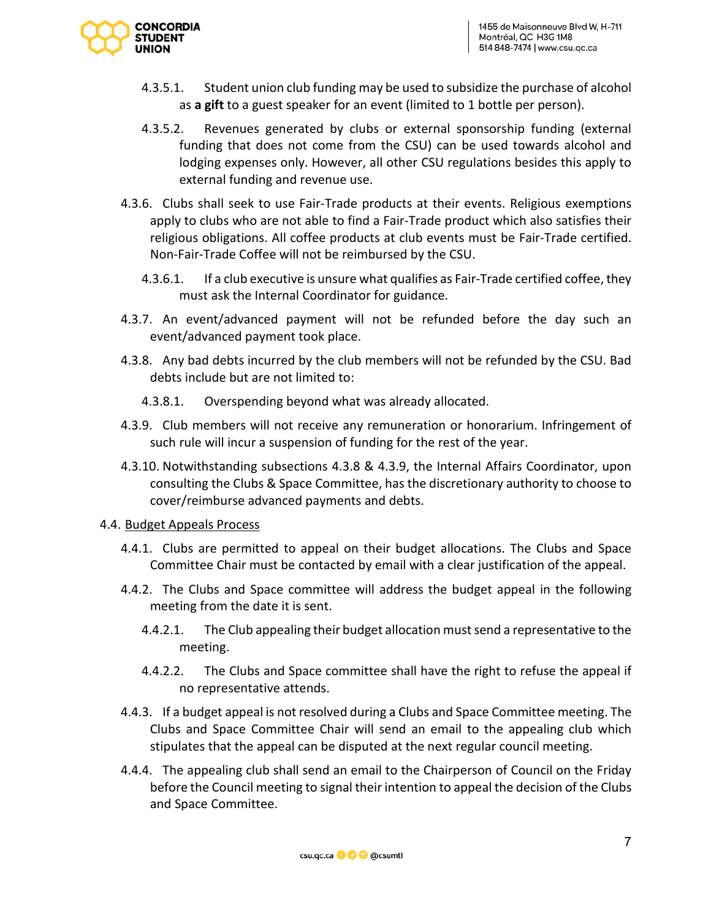4.3.5.1. Student union club funding may be used to subsidize the purchase of alcohol as **a gift** to a guest speaker for an event (limited to 1 bottle per person).

4.3.5.2. Revenues generated by clubs or external sponsorship funding (external funding that does not come from the CSU) can be used towards alcohol and lodging expenses only. However, all other CSU regulations besides this apply to external funding and revenue use.

4.3.6. Clubs shall seek to use Fair-Trade products at their events. Religious exemptions apply to clubs who are not able to find a Fair-Trade product which also satisfies their religious obligations. All coffee products at club events must be Fair-Trade certified. Non-Fair-Trade Coffee will not be reimbursed by the CSU.

4.3.6.1. If a club executive is unsure what qualifies as Fair-Trade certified coffee, they must ask the Internal Coordinator for guidance.

4.3.7. An event/advanced payment will not be refunded before the day such an event/advanced payment took place.

4.3.8. Any bad debts incurred by the club members will not be refunded by the CSU. Bad debts include but are not limited to:

4.3.8.1. Overspending beyond what was already allocated.

4.3.9. Club members will not receive any remuneration or honorarium. Infringement of such rule will incur a suspension of funding for the rest of the year.

4.3.10. Notwithstanding subsections 4.3.8 & 4.3.9, the Internal Affairs Coordinator, upon consulting the Clubs & Space Committee, has the discretionary authority to choose to cover/reimburse advanced payments and debts.

4.4. <u>Budget Appeals Process</u>

4.4.1. Clubs are permitted to appeal on their budget allocations. The Clubs and Space Committee Chair must be contacted by email with a clear justification of the appeal.

4.4.2. The Clubs and Space committee will address the budget appeal in the following meeting from the date it is sent.

4.4.2.1. The Club appealing their budget allocation must send a representative to the meeting.

4.4.2.2. The Clubs and Space committee shall have the right to refuse the appeal if no representative attends.

4.4.3. If a budget appeal is not resolved during a Clubs and Space Committee meeting. The Clubs and Space Committee Chair will send an email to the appealing club which stipulates that the appeal can be disputed at the next regular council meeting.

4.4.4. The appealing club shall send an email to the Chairperson of Council on the Friday before the Council meeting to signal their intention to appeal the decision of the Clubs and Space Committee.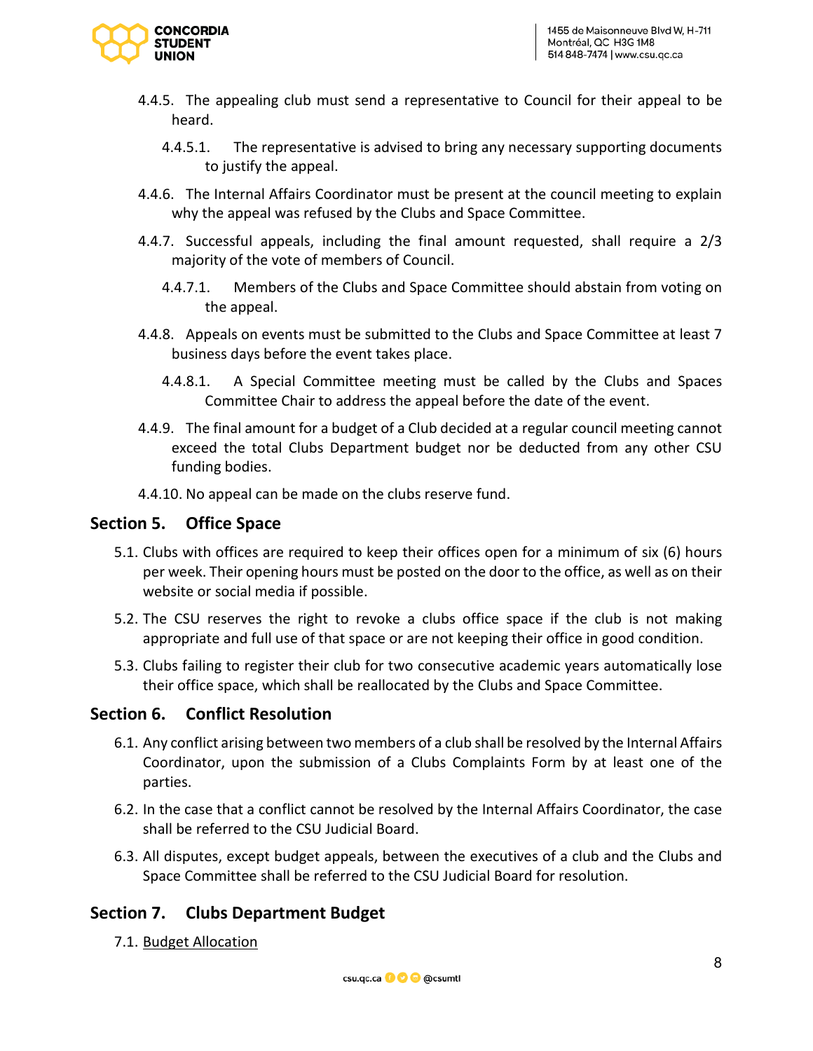- 4.4.5. The appealing club must send a representative to Council for their appeal to be heard.
  - 4.4.5.1. The representative is advised to bring any necessary supporting documents to justify the appeal.
- 4.4.6. The Internal Affairs Coordinator must be present at the council meeting to explain why the appeal was refused by the Clubs and Space Committee.
- 4.4.7. Successful appeals, including the final amount requested, shall require a 2/3 majority of the vote of members of Council.
  - 4.4.7.1. Members of the Clubs and Space Committee should abstain from voting on the appeal.
- 4.4.8. Appeals on events must be submitted to the Clubs and Space Committee at least 7 business days before the event takes place.
  - 4.4.8.1. A Special Committee meeting must be called by the Clubs and Spaces Committee Chair to address the appeal before the date of the event.
- 4.4.9. The final amount for a budget of a Club decided at a regular council meeting cannot exceed the total Clubs Department budget nor be deducted from any other CSU funding bodies.
- 4.4.10. No appeal can be made on the clubs reserve fund.

## Section 5. Office Space

- 5.1. Clubs with offices are required to keep their offices open for a minimum of six (6) hours per week. Their opening hours must be posted on the door to the office, as well as on their website or social media if possible.
- 5.2. The CSU reserves the right to revoke a clubs office space if the club is not making appropriate and full use of that space or are not keeping their office in good condition.
- 5.3. Clubs failing to register their club for two consecutive academic years automatically lose their office space, which shall be reallocated by the Clubs and Space Committee.

## Section 6. Conflict Resolution

- 6.1. Any conflict arising between two members of a club shall be resolved by the Internal Affairs Coordinator, upon the submission of a Clubs Complaints Form by at least one of the parties.
- 6.2. In the case that a conflict cannot be resolved by the Internal Affairs Coordinator, the case shall be referred to the CSU Judicial Board.
- 6.3. All disputes, except budget appeals, between the executives of a club and the Clubs and Space Committee shall be referred to the CSU Judicial Board for resolution.

## Section 7. Clubs Department Budget

- 7.1. <u>Budget Allocation</u>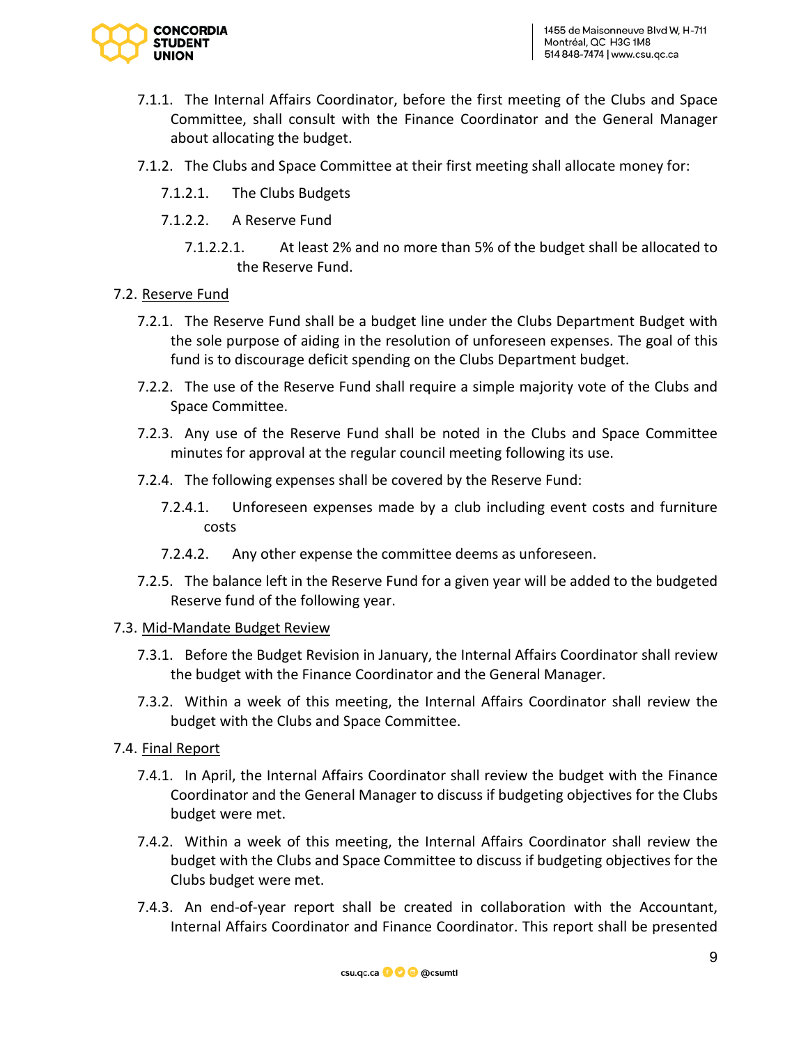7.1.1. The Internal Affairs Coordinator, before the first meeting of the Clubs and Space Committee, shall consult with the Finance Coordinator and the General Manager about allocating the budget.

7.1.2. The Clubs and Space Committee at their first meeting shall allocate money for:

7.1.2.1. The Clubs Budgets

7.1.2.2. A Reserve Fund

7.1.2.2.1. At least 2% and no more than 5% of the budget shall be allocated to the Reserve Fund.

7.2. Reserve Fund

7.2.1. The Reserve Fund shall be a budget line under the Clubs Department Budget with the sole purpose of aiding in the resolution of unforeseen expenses. The goal of this fund is to discourage deficit spending on the Clubs Department budget.

7.2.2. The use of the Reserve Fund shall require a simple majority vote of the Clubs and Space Committee.

7.2.3. Any use of the Reserve Fund shall be noted in the Clubs and Space Committee minutes for approval at the regular council meeting following its use.

7.2.4. The following expenses shall be covered by the Reserve Fund:

7.2.4.1. Unforeseen expenses made by a club including event costs and furniture costs

7.2.4.2. Any other expense the committee deems as unforeseen.

7.2.5. The balance left in the Reserve Fund for a given year will be added to the budgeted Reserve fund of the following year.

7.3. Mid-Mandate Budget Review

7.3.1. Before the Budget Revision in January, the Internal Affairs Coordinator shall review the budget with the Finance Coordinator and the General Manager.

7.3.2. Within a week of this meeting, the Internal Affairs Coordinator shall review the budget with the Clubs and Space Committee.

7.4. Final Report

7.4.1. In April, the Internal Affairs Coordinator shall review the budget with the Finance Coordinator and the General Manager to discuss if budgeting objectives for the Clubs budget were met.

7.4.2. Within a week of this meeting, the Internal Affairs Coordinator shall review the budget with the Clubs and Space Committee to discuss if budgeting objectives for the Clubs budget were met.

7.4.3. An end-of-year report shall be created in collaboration with the Accountant, Internal Affairs Coordinator and Finance Coordinator. This report shall be presented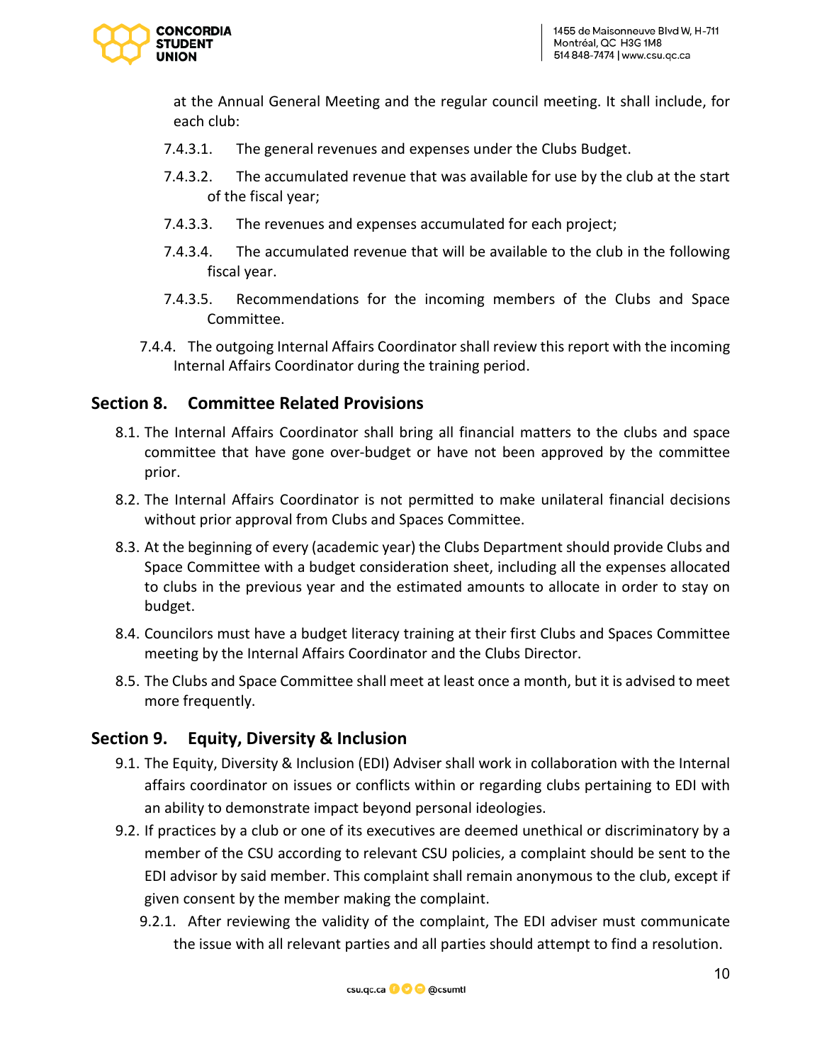at the Annual General Meeting and the regular council meeting. It shall include, for each club:

7.4.3.1. The general revenues and expenses under the Clubs Budget.

7.4.3.2. The accumulated revenue that was available for use by the club at the start of the fiscal year;

7.4.3.3. The revenues and expenses accumulated for each project;

7.4.3.4. The accumulated revenue that will be available to the club in the following fiscal year.

7.4.3.5. Recommendations for the incoming members of the Clubs and Space Committee.

7.4.4. The outgoing Internal Affairs Coordinator shall review this report with the incoming Internal Affairs Coordinator during the training period.

## Section 8. Committee Related Provisions

8.1. The Internal Affairs Coordinator shall bring all financial matters to the clubs and space committee that have gone over-budget or have not been approved by the committee prior.

8.2. The Internal Affairs Coordinator is not permitted to make unilateral financial decisions without prior approval from Clubs and Spaces Committee.

8.3. At the beginning of every (academic year) the Clubs Department should provide Clubs and Space Committee with a budget consideration sheet, including all the expenses allocated to clubs in the previous year and the estimated amounts to allocate in order to stay on budget.

8.4. Councilors must have a budget literacy training at their first Clubs and Spaces Committee meeting by the Internal Affairs Coordinator and the Clubs Director.

8.5. The Clubs and Space Committee shall meet at least once a month, but it is advised to meet more frequently.

## Section 9. Equity, Diversity & Inclusion

9.1. The Equity, Diversity & Inclusion (EDI) Adviser shall work in collaboration with the Internal affairs coordinator on issues or conflicts within or regarding clubs pertaining to EDI with an ability to demonstrate impact beyond personal ideologies.

9.2. If practices by a club or one of its executives are deemed unethical or discriminatory by a member of the CSU according to relevant CSU policies, a complaint should be sent to the EDI advisor by said member. This complaint shall remain anonymous to the club, except if given consent by the member making the complaint.

9.2.1. After reviewing the validity of the complaint, The EDI adviser must communicate the issue with all relevant parties and all parties should attempt to find a resolution.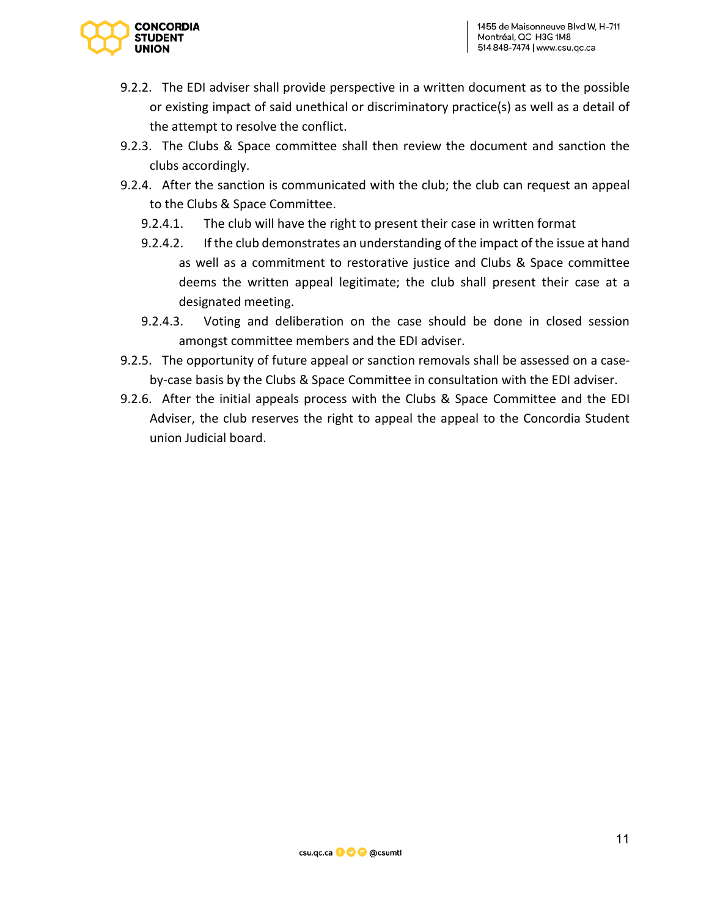- 9.2.2. The EDI adviser shall provide perspective in a written document as to the possible or existing impact of said unethical or discriminatory practice(s) as well as a detail of the attempt to resolve the conflict.
- 9.2.3. The Clubs & Space committee shall then review the document and sanction the clubs accordingly.
- 9.2.4. After the sanction is communicated with the club; the club can request an appeal to the Clubs & Space Committee.
  - 9.2.4.1. The club will have the right to present their case in written format
  - 9.2.4.2. If the club demonstrates an understanding of the impact of the issue at hand as well as a commitment to restorative justice and Clubs & Space committee deems the written appeal legitimate; the club shall present their case at a designated meeting.
  - 9.2.4.3. Voting and deliberation on the case should be done in closed session amongst committee members and the EDI adviser.
- 9.2.5. The opportunity of future appeal or sanction removals shall be assessed on a case-by-case basis by the Clubs & Space Committee in consultation with the EDI adviser.
- 9.2.6. After the initial appeals process with the Clubs & Space Committee and the EDI Adviser, the club reserves the right to appeal the appeal to the Concordia Student union Judicial board.